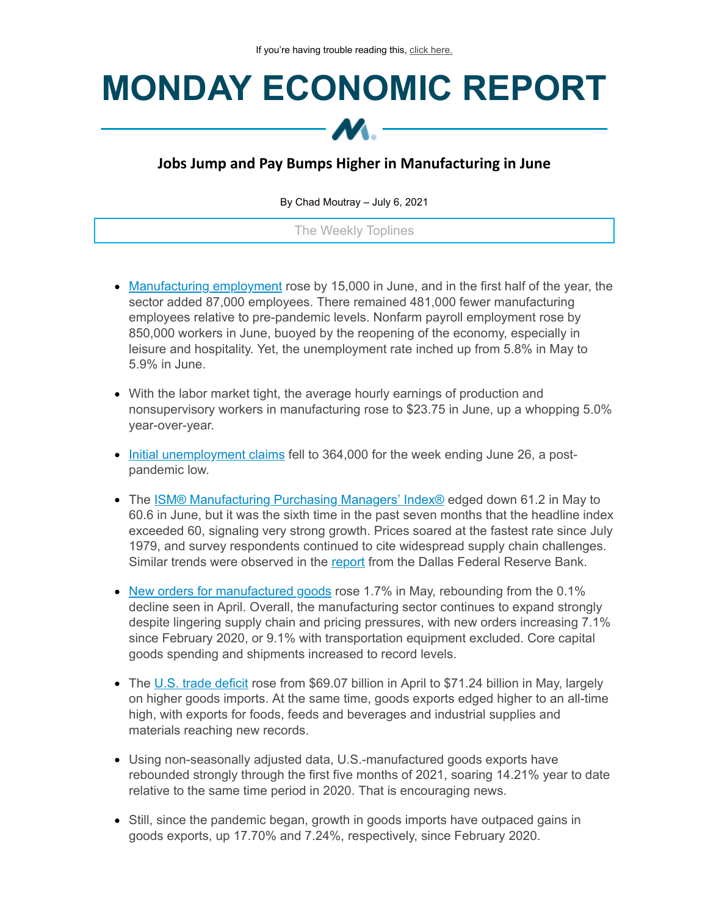If you're having trouble reading this, click here.

# MONDAY ECONOMIC REPORT

## Jobs Jump and Pay Bumps Higher in Manufacturing in June

By Chad Moutray – July 6, 2021

The Weekly Toplines

- Manufacturing employment rose by 15,000 in June, and in the first half of the year, the sector added 87,000 employees. There remained 481,000 fewer manufacturing employees relative to pre-pandemic levels. Nonfarm payroll employment rose by 850,000 workers in June, buoyed by the reopening of the economy, especially in leisure and hospitality. Yet, the unemployment rate inched up from 5.8% in May to 5.9% in June.

- With the labor market tight, the average hourly earnings of production and nonsupervisory workers in manufacturing rose to $23.75 in June, up a whopping 5.0% year-over-year.

- Initial unemployment claims fell to 364,000 for the week ending June 26, a post-pandemic low.

- The ISM® Manufacturing Purchasing Managers' Index® edged down 61.2 in May to 60.6 in June, but it was the sixth time in the past seven months that the headline index exceeded 60, signaling very strong growth. Prices soared at the fastest rate since July 1979, and survey respondents continued to cite widespread supply chain challenges. Similar trends were observed in the report from the Dallas Federal Reserve Bank.

- New orders for manufactured goods rose 1.7% in May, rebounding from the 0.1% decline seen in April. Overall, the manufacturing sector continues to expand strongly despite lingering supply chain and pricing pressures, with new orders increasing 7.1% since February 2020, or 9.1% with transportation equipment excluded. Core capital goods spending and shipments increased to record levels.

- The U.S. trade deficit rose from $69.07 billion in April to $71.24 billion in May, largely on higher goods imports. At the same time, goods exports edged higher to an all-time high, with exports for foods, feeds and beverages and industrial supplies and materials reaching new records.

- Using non-seasonally adjusted data, U.S.-manufactured goods exports have rebounded strongly through the first five months of 2021, soaring 14.21% year to date relative to the same time period in 2020. That is encouraging news.

- Still, since the pandemic began, growth in goods imports have outpaced gains in goods exports, up 17.70% and 7.24%, respectively, since February 2020.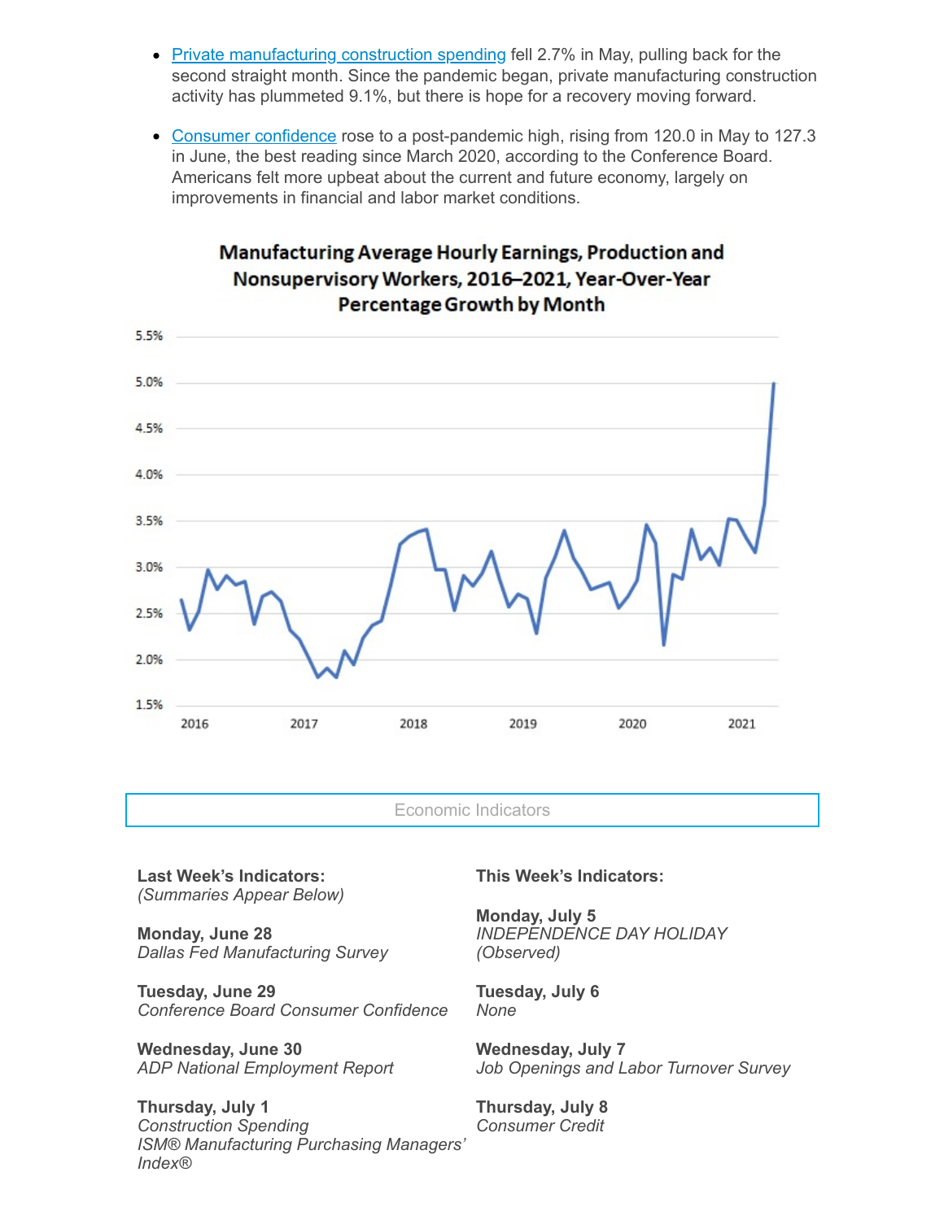- [Private manufacturing construction spending]() fell 2.7% in May, pulling back for the second straight month. Since the pandemic began, private manufacturing construction activity has plummeted 9.1%, but there is hope for a recovery moving forward.
- [Consumer confidence]() rose to a post-pandemic high, rising from 120.0 in May to 127.3 in June, the best reading since March 2020, according to the Conference Board. Americans felt more upbeat about the current and future economy, largely on improvements in financial and labor market conditions.

**Manufacturing Average Hourly Earnings, Production and Nonsupervisory Workers, 2016–2021, Year-Over-Year Percentage Growth by Month**

## Economic Indicators

**Last Week's Indicators:**
*(Summaries Appear Below)*

**Monday, June 28**
*Dallas Fed Manufacturing Survey*

**Tuesday, June 29**
*Conference Board Consumer Confidence*

**Wednesday, June 30**
*ADP National Employment Report*

**Thursday, July 1**
*Construction Spending*
*ISM® Manufacturing Purchasing Managers' Index®*

**This Week's Indicators:**

**Monday, July 5**
*INDEPENDENCE DAY HOLIDAY (Observed)*

**Tuesday, July 6**
*None*

**Wednesday, July 7**
*Job Openings and Labor Turnover Survey*

**Thursday, July 8**
*Consumer Credit*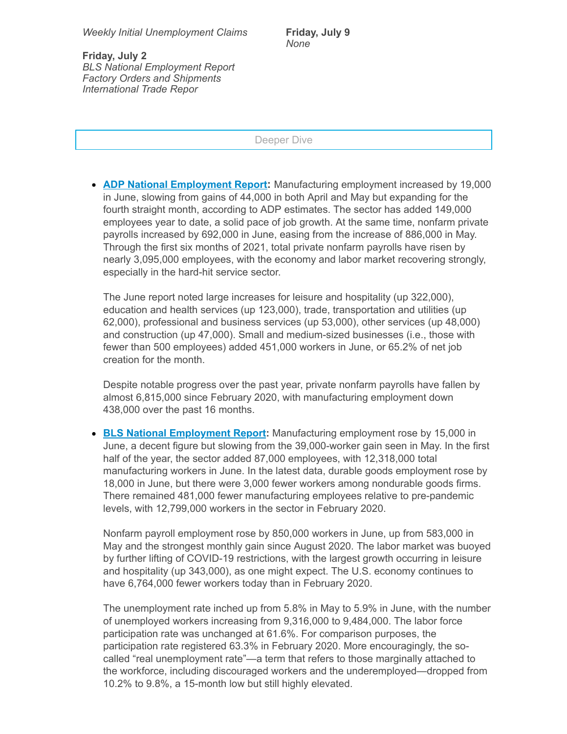*Weekly Initial Unemployment Claims*

**Friday, July 2**
*BLS National Employment Report*
*Factory Orders and Shipments*
*International Trade Repor*

**Friday, July 9**
*None*

Deeper Dive

- **ADP National Employment Report:** Manufacturing employment increased by 19,000 in June, slowing from gains of 44,000 in both April and May but expanding for the fourth straight month, according to ADP estimates. The sector has added 149,000 employees year to date, a solid pace of job growth. At the same time, nonfarm private payrolls increased by 692,000 in June, easing from the increase of 886,000 in May. Through the first six months of 2021, total private nonfarm payrolls have risen by nearly 3,095,000 employees, with the economy and labor market recovering strongly, especially in the hard-hit service sector.

  The June report noted large increases for leisure and hospitality (up 322,000), education and health services (up 123,000), trade, transportation and utilities (up 62,000), professional and business services (up 53,000), other services (up 48,000) and construction (up 47,000). Small and medium-sized businesses (i.e., those with fewer than 500 employees) added 451,000 workers in June, or 65.2% of net job creation for the month.

  Despite notable progress over the past year, private nonfarm payrolls have fallen by almost 6,815,000 since February 2020, with manufacturing employment down 438,000 over the past 16 months.

- **BLS National Employment Report:** Manufacturing employment rose by 15,000 in June, a decent figure but slowing from the 39,000-worker gain seen in May. In the first half of the year, the sector added 87,000 employees, with 12,318,000 total manufacturing workers in June. In the latest data, durable goods employment rose by 18,000 in June, but there were 3,000 fewer workers among nondurable goods firms. There remained 481,000 fewer manufacturing employees relative to pre-pandemic levels, with 12,799,000 workers in the sector in February 2020.

  Nonfarm payroll employment rose by 850,000 workers in June, up from 583,000 in May and the strongest monthly gain since August 2020. The labor market was buoyed by further lifting of COVID-19 restrictions, with the largest growth occurring in leisure and hospitality (up 343,000), as one might expect. The U.S. economy continues to have 6,764,000 fewer workers today than in February 2020.

  The unemployment rate inched up from 5.8% in May to 5.9% in June, with the number of unemployed workers increasing from 9,316,000 to 9,484,000. The labor force participation rate was unchanged at 61.6%. For comparison purposes, the participation rate registered 63.3% in February 2020. More encouragingly, the so-called "real unemployment rate"—a term that refers to those marginally attached to the workforce, including discouraged workers and the underemployed—dropped from 10.2% to 9.8%, a 15-month low but still highly elevated.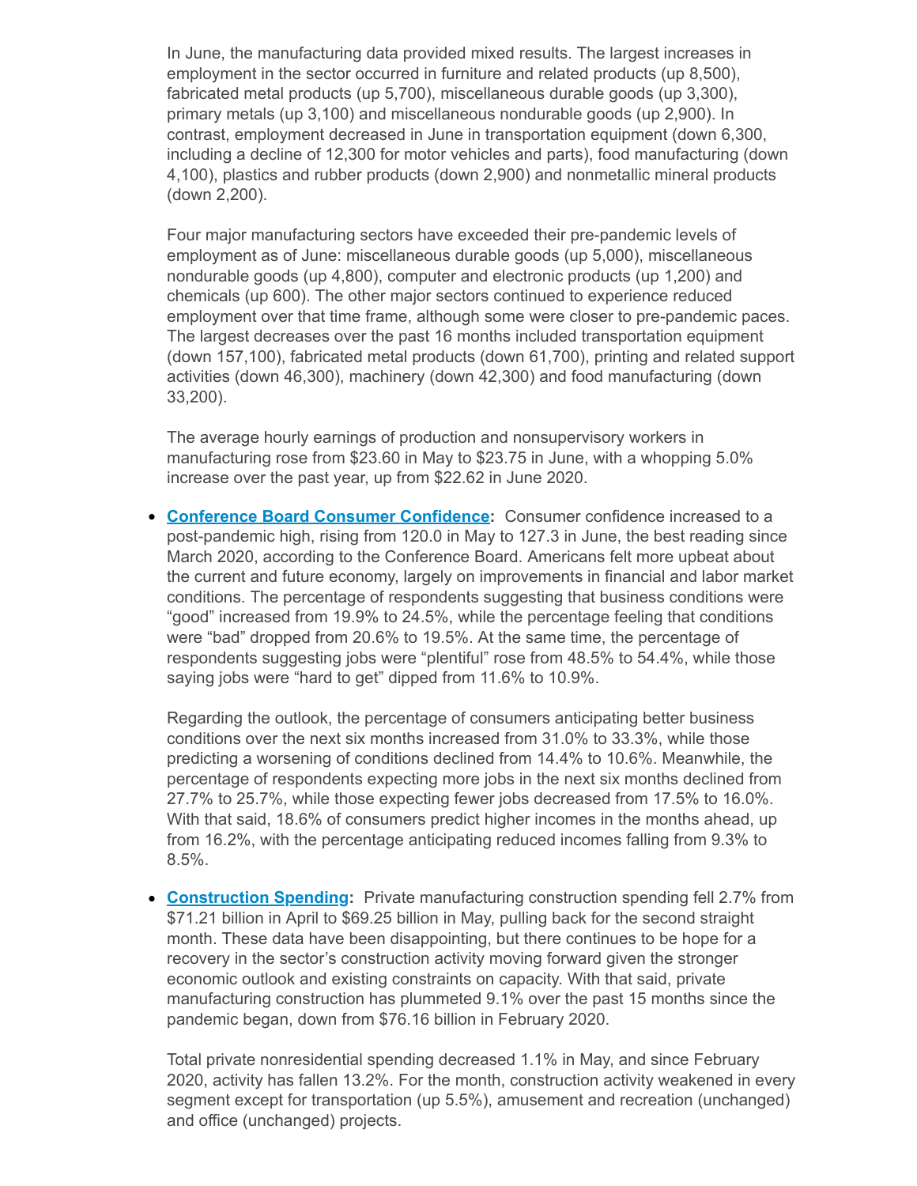In June, the manufacturing data provided mixed results. The largest increases in employment in the sector occurred in furniture and related products (up 8,500), fabricated metal products (up 5,700), miscellaneous durable goods (up 3,300), primary metals (up 3,100) and miscellaneous nondurable goods (up 2,900). In contrast, employment decreased in June in transportation equipment (down 6,300, including a decline of 12,300 for motor vehicles and parts), food manufacturing (down 4,100), plastics and rubber products (down 2,900) and nonmetallic mineral products (down 2,200).

Four major manufacturing sectors have exceeded their pre-pandemic levels of employment as of June: miscellaneous durable goods (up 5,000), miscellaneous nondurable goods (up 4,800), computer and electronic products (up 1,200) and chemicals (up 600). The other major sectors continued to experience reduced employment over that time frame, although some were closer to pre-pandemic paces. The largest decreases over the past 16 months included transportation equipment (down 157,100), fabricated metal products (down 61,700), printing and related support activities (down 46,300), machinery (down 42,300) and food manufacturing (down 33,200).

The average hourly earnings of production and nonsupervisory workers in manufacturing rose from $23.60 in May to $23.75 in June, with a whopping 5.0% increase over the past year, up from $22.62 in June 2020.

- **Conference Board Consumer Confidence:** Consumer confidence increased to a post-pandemic high, rising from 120.0 in May to 127.3 in June, the best reading since March 2020, according to the Conference Board. Americans felt more upbeat about the current and future economy, largely on improvements in financial and labor market conditions. The percentage of respondents suggesting that business conditions were "good" increased from 19.9% to 24.5%, while the percentage feeling that conditions were "bad" dropped from 20.6% to 19.5%. At the same time, the percentage of respondents suggesting jobs were "plentiful" rose from 48.5% to 54.4%, while those saying jobs were "hard to get" dipped from 11.6% to 10.9%.

  Regarding the outlook, the percentage of consumers anticipating better business conditions over the next six months increased from 31.0% to 33.3%, while those predicting a worsening of conditions declined from 14.4% to 10.6%. Meanwhile, the percentage of respondents expecting more jobs in the next six months declined from 27.7% to 25.7%, while those expecting fewer jobs decreased from 17.5% to 16.0%. With that said, 18.6% of consumers predict higher incomes in the months ahead, up from 16.2%, with the percentage anticipating reduced incomes falling from 9.3% to 8.5%.

- **Construction Spending:** Private manufacturing construction spending fell 2.7% from $71.21 billion in April to $69.25 billion in May, pulling back for the second straight month. These data have been disappointing, but there continues to be hope for a recovery in the sector's construction activity moving forward given the stronger economic outlook and existing constraints on capacity. With that said, private manufacturing construction has plummeted 9.1% over the past 15 months since the pandemic began, down from $76.16 billion in February 2020.

  Total private nonresidential spending decreased 1.1% in May, and since February 2020, activity has fallen 13.2%. For the month, construction activity weakened in every segment except for transportation (up 5.5%), amusement and recreation (unchanged) and office (unchanged) projects.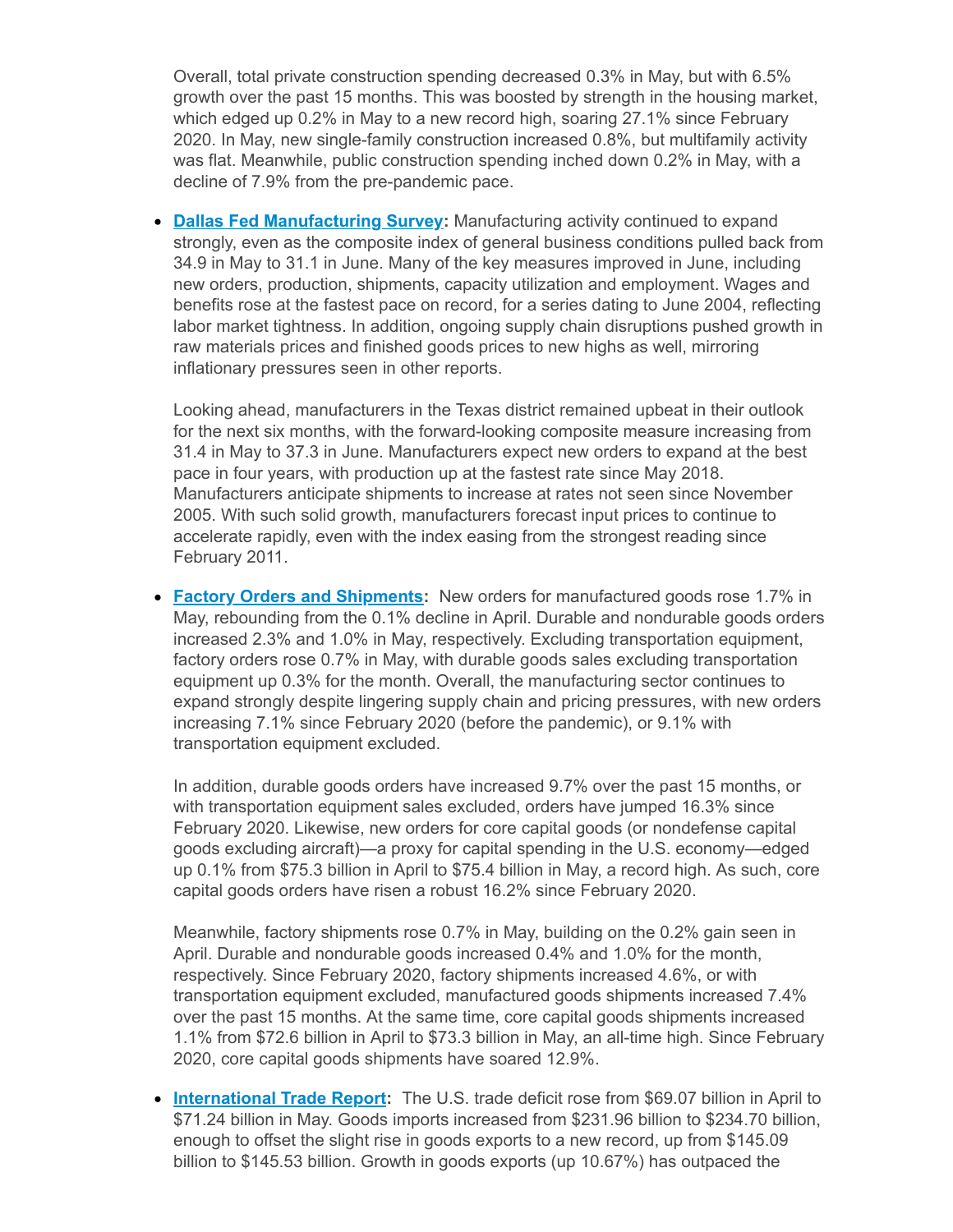Overall, total private construction spending decreased 0.3% in May, but with 6.5% growth over the past 15 months. This was boosted by strength in the housing market, which edged up 0.2% in May to a new record high, soaring 27.1% since February 2020. In May, new single-family construction increased 0.8%, but multifamily activity was flat. Meanwhile, public construction spending inched down 0.2% in May, with a decline of 7.9% from the pre-pandemic pace.

- **Dallas Fed Manufacturing Survey:** Manufacturing activity continued to expand strongly, even as the composite index of general business conditions pulled back from 34.9 in May to 31.1 in June. Many of the key measures improved in June, including new orders, production, shipments, capacity utilization and employment. Wages and benefits rose at the fastest pace on record, for a series dating to June 2004, reflecting labor market tightness. In addition, ongoing supply chain disruptions pushed growth in raw materials prices and finished goods prices to new highs as well, mirroring inflationary pressures seen in other reports.

  Looking ahead, manufacturers in the Texas district remained upbeat in their outlook for the next six months, with the forward-looking composite measure increasing from 31.4 in May to 37.3 in June. Manufacturers expect new orders to expand at the best pace in four years, with production up at the fastest rate since May 2018. Manufacturers anticipate shipments to increase at rates not seen since November 2005. With such solid growth, manufacturers forecast input prices to continue to accelerate rapidly, even with the index easing from the strongest reading since February 2011.

- **Factory Orders and Shipments:** New orders for manufactured goods rose 1.7% in May, rebounding from the 0.1% decline in April. Durable and nondurable goods orders increased 2.3% and 1.0% in May, respectively. Excluding transportation equipment, factory orders rose 0.7% in May, with durable goods sales excluding transportation equipment up 0.3% for the month. Overall, the manufacturing sector continues to expand strongly despite lingering supply chain and pricing pressures, with new orders increasing 7.1% since February 2020 (before the pandemic), or 9.1% with transportation equipment excluded.

  In addition, durable goods orders have increased 9.7% over the past 15 months, or with transportation equipment sales excluded, orders have jumped 16.3% since February 2020. Likewise, new orders for core capital goods (or nondefense capital goods excluding aircraft)—a proxy for capital spending in the U.S. economy—edged up 0.1% from $75.3 billion in April to $75.4 billion in May, a record high. As such, core capital goods orders have risen a robust 16.2% since February 2020.

  Meanwhile, factory shipments rose 0.7% in May, building on the 0.2% gain seen in April. Durable and nondurable goods increased 0.4% and 1.0% for the month, respectively. Since February 2020, factory shipments increased 4.6%, or with transportation equipment excluded, manufactured goods shipments increased 7.4% over the past 15 months. At the same time, core capital goods shipments increased 1.1% from $72.6 billion in April to $73.3 billion in May, an all-time high. Since February 2020, core capital goods shipments have soared 12.9%.

- **International Trade Report:** The U.S. trade deficit rose from $69.07 billion in April to $71.24 billion in May. Goods imports increased from $231.96 billion to $234.70 billion, enough to offset the slight rise in goods exports to a new record, up from $145.09 billion to $145.53 billion. Growth in goods exports (up 10.67%) has outpaced the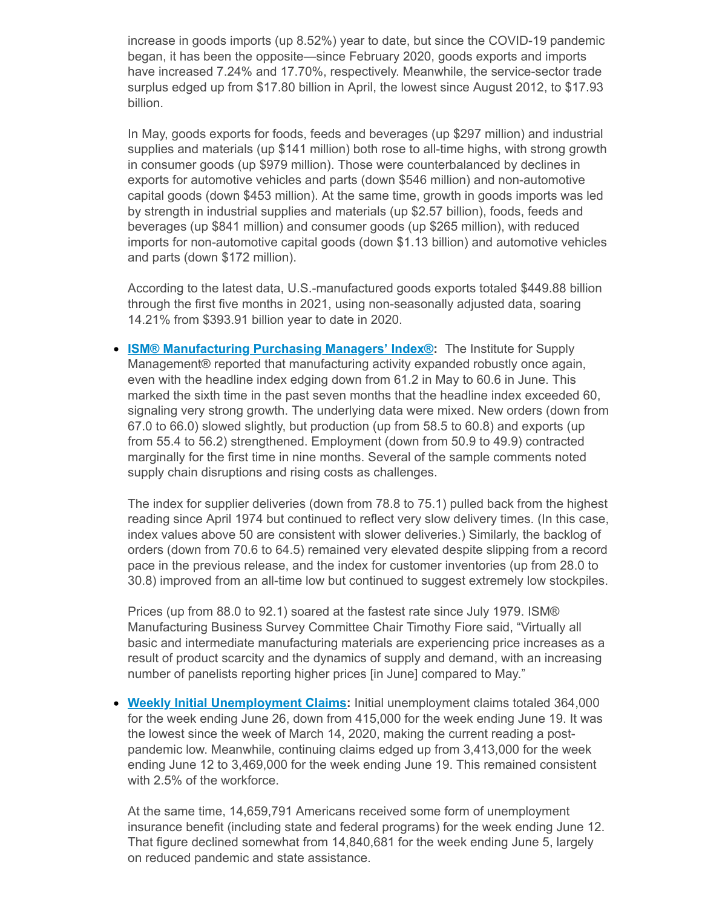increase in goods imports (up 8.52%) year to date, but since the COVID-19 pandemic began, it has been the opposite—since February 2020, goods exports and imports have increased 7.24% and 17.70%, respectively. Meanwhile, the service-sector trade surplus edged up from $17.80 billion in April, the lowest since August 2012, to $17.93 billion.

In May, goods exports for foods, feeds and beverages (up $297 million) and industrial supplies and materials (up $141 million) both rose to all-time highs, with strong growth in consumer goods (up $979 million). Those were counterbalanced by declines in exports for automotive vehicles and parts (down $546 million) and non-automotive capital goods (down $453 million). At the same time, growth in goods imports was led by strength in industrial supplies and materials (up $2.57 billion), foods, feeds and beverages (up $841 million) and consumer goods (up $265 million), with reduced imports for non-automotive capital goods (down $1.13 billion) and automotive vehicles and parts (down $172 million).

According to the latest data, U.S.-manufactured goods exports totaled $449.88 billion through the first five months in 2021, using non-seasonally adjusted data, soaring 14.21% from $393.91 billion year to date in 2020.

- **ISM® Manufacturing Purchasing Managers' Index®:** The Institute for Supply Management® reported that manufacturing activity expanded robustly once again, even with the headline index edging down from 61.2 in May to 60.6 in June. This marked the sixth time in the past seven months that the headline index exceeded 60, signaling very strong growth. The underlying data were mixed. New orders (down from 67.0 to 66.0) slowed slightly, but production (up from 58.5 to 60.8) and exports (up from 55.4 to 56.2) strengthened. Employment (down from 50.9 to 49.9) contracted marginally for the first time in nine months. Several of the sample comments noted supply chain disruptions and rising costs as challenges.

  The index for supplier deliveries (down from 78.8 to 75.1) pulled back from the highest reading since April 1974 but continued to reflect very slow delivery times. (In this case, index values above 50 are consistent with slower deliveries.) Similarly, the backlog of orders (down from 70.6 to 64.5) remained very elevated despite slipping from a record pace in the previous release, and the index for customer inventories (up from 28.0 to 30.8) improved from an all-time low but continued to suggest extremely low stockpiles.

  Prices (up from 88.0 to 92.1) soared at the fastest rate since July 1979. ISM® Manufacturing Business Survey Committee Chair Timothy Fiore said, "Virtually all basic and intermediate manufacturing materials are experiencing price increases as a result of product scarcity and the dynamics of supply and demand, with an increasing number of panelists reporting higher prices [in June] compared to May."

- **Weekly Initial Unemployment Claims:** Initial unemployment claims totaled 364,000 for the week ending June 26, down from 415,000 for the week ending June 19. It was the lowest since the week of March 14, 2020, making the current reading a post-pandemic low. Meanwhile, continuing claims edged up from 3,413,000 for the week ending June 12 to 3,469,000 for the week ending June 19. This remained consistent with 2.5% of the workforce.

  At the same time, 14,659,791 Americans received some form of unemployment insurance benefit (including state and federal programs) for the week ending June 12. That figure declined somewhat from 14,840,681 for the week ending June 5, largely on reduced pandemic and state assistance.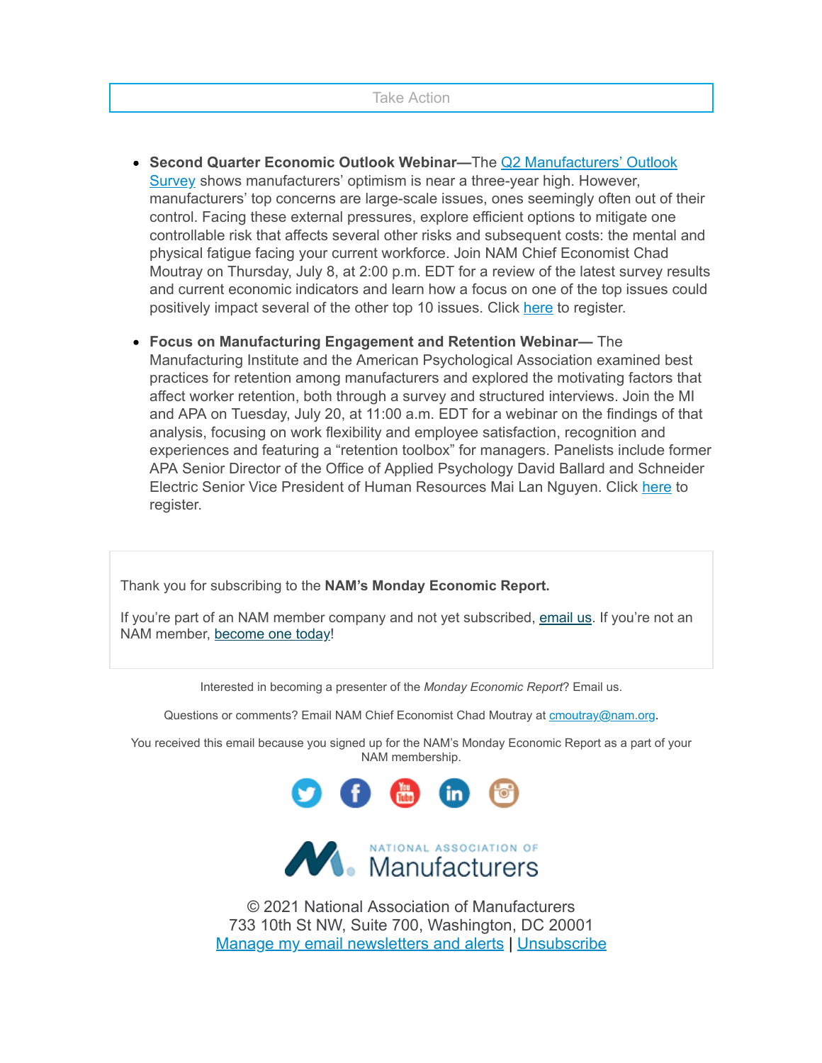Take Action

- **Second Quarter Economic Outlook Webinar—**The Q2 Manufacturers' Outlook Survey shows manufacturers' optimism is near a three-year high. However, manufacturers' top concerns are large-scale issues, ones seemingly often out of their control. Facing these external pressures, explore efficient options to mitigate one controllable risk that affects several other risks and subsequent costs: the mental and physical fatigue facing your current workforce. Join NAM Chief Economist Chad Moutray on Thursday, July 8, at 2:00 p.m. EDT for a review of the latest survey results and current economic indicators and learn how a focus on one of the top issues could positively impact several of the other top 10 issues. Click here to register.

- **Focus on Manufacturing Engagement and Retention Webinar—** The Manufacturing Institute and the American Psychological Association examined best practices for retention among manufacturers and explored the motivating factors that affect worker retention, both through a survey and structured interviews. Join the MI and APA on Tuesday, July 20, at 11:00 a.m. EDT for a webinar on the findings of that analysis, focusing on work flexibility and employee satisfaction, recognition and experiences and featuring a "retention toolbox" for managers. Panelists include former APA Senior Director of the Office of Applied Psychology David Ballard and Schneider Electric Senior Vice President of Human Resources Mai Lan Nguyen. Click here to register.

Thank you for subscribing to the **NAM's Monday Economic Report.**

If you're part of an NAM member company and not yet subscribed, email us. If you're not an NAM member, become one today!

Interested in becoming a presenter of the *Monday Economic Report*? Email us.

Questions or comments? Email NAM Chief Economist Chad Moutray at cmoutray@nam.org.

You received this email because you signed up for the NAM's Monday Economic Report as a part of your NAM membership.

NATIONAL ASSOCIATION OF Manufacturers

© 2021 National Association of Manufacturers
733 10th St NW, Suite 700, Washington, DC 20001
Manage my email newsletters and alerts | Unsubscribe